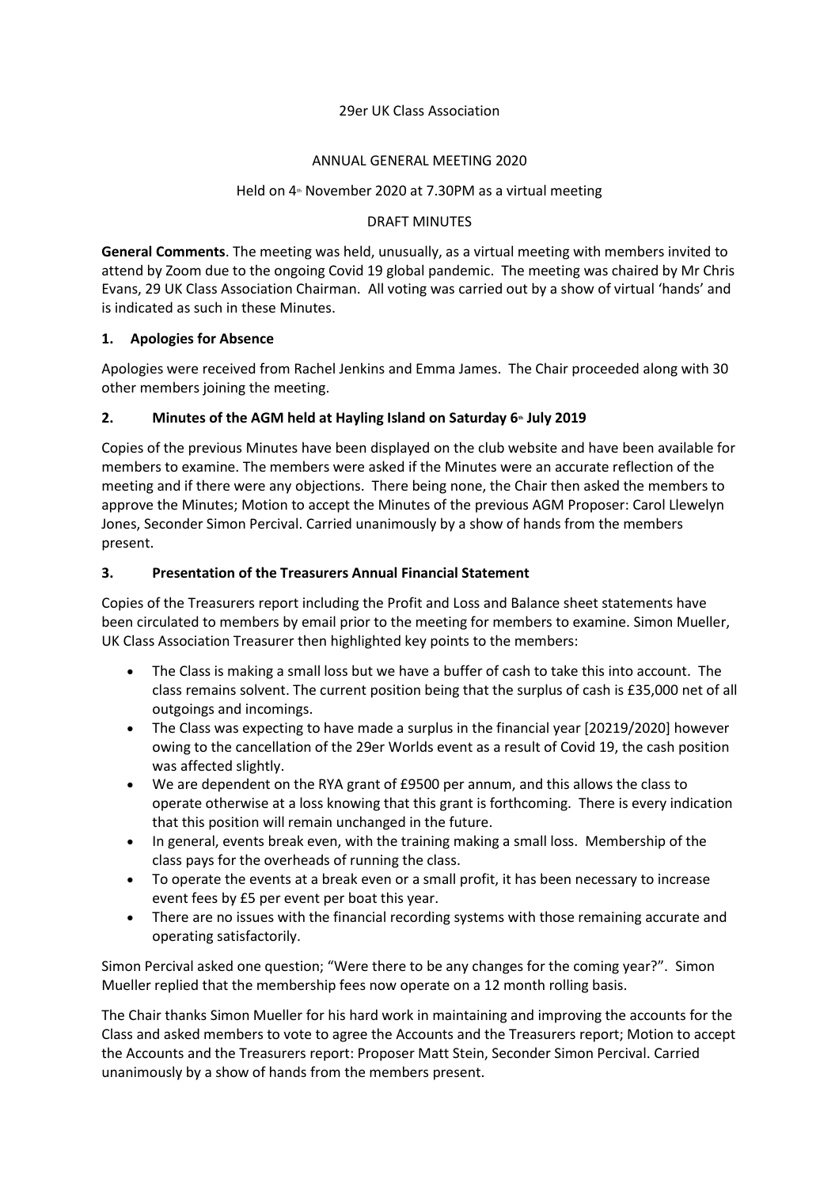29er UK Class Association

ANNUAL GENERAL MEETING 2020

Held on 4th November 2020 at 7.30PM as a virtual meeting

DRAFT MINUTES

**General Comments**. The meeting was held, unusually, as a virtual meeting with members invited to attend by Zoom due to the ongoing Covid 19 global pandemic. The meeting was chaired by Mr Chris Evans, 29 UK Class Association Chairman. All voting was carried out by a show of virtual 'hands' and is indicated as such in these Minutes.

## 1. Apologies for Absence

Apologies were received from Rachel Jenkins and Emma James. The Chair proceeded along with 30 other members joining the meeting.

## 2. Minutes of the AGM held at Hayling Island on Saturday 6th July 2019

Copies of the previous Minutes have been displayed on the club website and have been available for members to examine. The members were asked if the Minutes were an accurate reflection of the meeting and if there were any objections. There being none, the Chair then asked the members to approve the Minutes; Motion to accept the Minutes of the previous AGM Proposer: Carol Llewelyn Jones, Seconder Simon Percival. Carried unanimously by a show of hands from the members present.

## 3. Presentation of the Treasurers Annual Financial Statement

Copies of the Treasurers report including the Profit and Loss and Balance sheet statements have been circulated to members by email prior to the meeting for members to examine. Simon Mueller, UK Class Association Treasurer then highlighted key points to the members:

- The Class is making a small loss but we have a buffer of cash to take this into account. The class remains solvent. The current position being that the surplus of cash is £35,000 net of all outgoings and incomings.
- The Class was expecting to have made a surplus in the financial year [20219/2020] however owing to the cancellation of the 29er Worlds event as a result of Covid 19, the cash position was affected slightly.
- We are dependent on the RYA grant of £9500 per annum, and this allows the class to operate otherwise at a loss knowing that this grant is forthcoming. There is every indication that this position will remain unchanged in the future.
- In general, events break even, with the training making a small loss. Membership of the class pays for the overheads of running the class.
- To operate the events at a break even or a small profit, it has been necessary to increase event fees by £5 per event per boat this year.
- There are no issues with the financial recording systems with those remaining accurate and operating satisfactorily.

Simon Percival asked one question; "Were there to be any changes for the coming year?". Simon Mueller replied that the membership fees now operate on a 12 month rolling basis.

The Chair thanks Simon Mueller for his hard work in maintaining and improving the accounts for the Class and asked members to vote to agree the Accounts and the Treasurers report; Motion to accept the Accounts and the Treasurers report: Proposer Matt Stein, Seconder Simon Percival. Carried unanimously by a show of hands from the members present.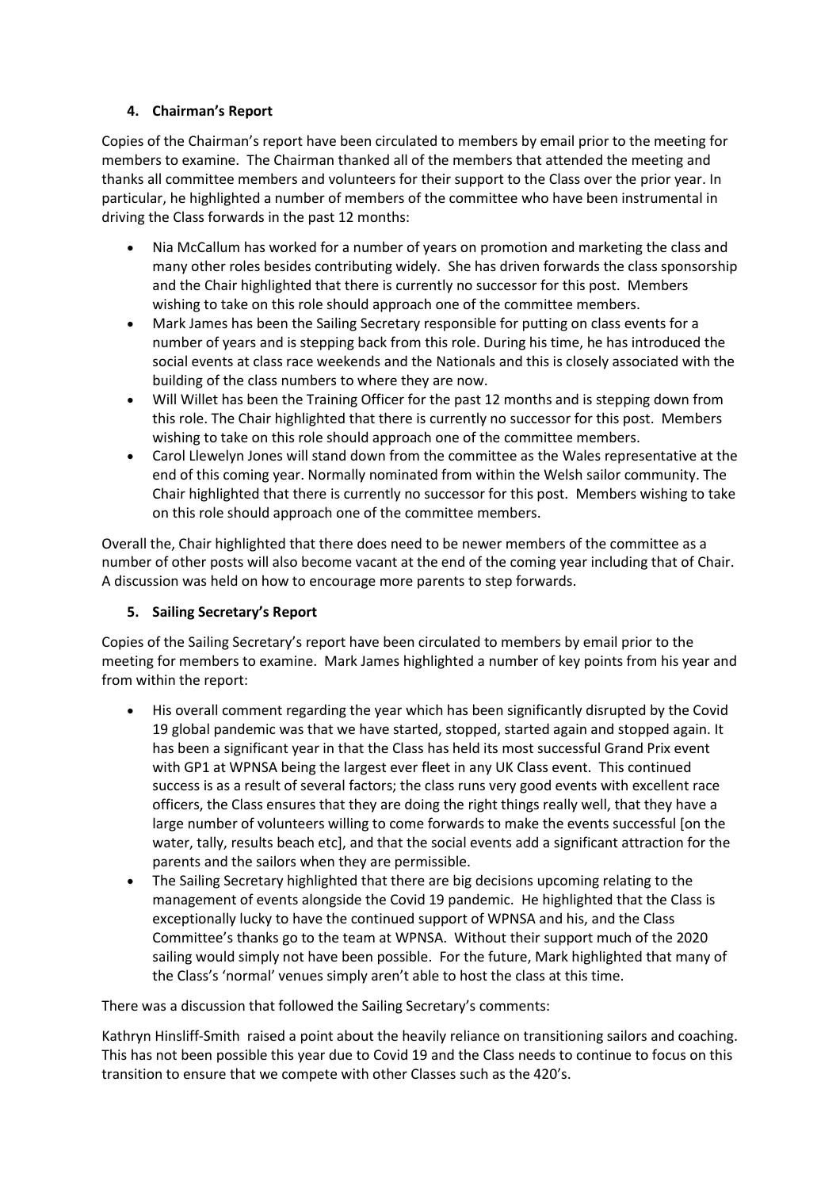## 4. Chairman's Report

Copies of the Chairman's report have been circulated to members by email prior to the meeting for members to examine. The Chairman thanked all of the members that attended the meeting and thanks all committee members and volunteers for their support to the Class over the prior year. In particular, he highlighted a number of members of the committee who have been instrumental in driving the Class forwards in the past 12 months:

- Nia McCallum has worked for a number of years on promotion and marketing the class and many other roles besides contributing widely. She has driven forwards the class sponsorship and the Chair highlighted that there is currently no successor for this post. Members wishing to take on this role should approach one of the committee members.
- Mark James has been the Sailing Secretary responsible for putting on class events for a number of years and is stepping back from this role. During his time, he has introduced the social events at class race weekends and the Nationals and this is closely associated with the building of the class numbers to where they are now.
- Will Willet has been the Training Officer for the past 12 months and is stepping down from this role. The Chair highlighted that there is currently no successor for this post. Members wishing to take on this role should approach one of the committee members.
- Carol Llewelyn Jones will stand down from the committee as the Wales representative at the end of this coming year. Normally nominated from within the Welsh sailor community. The Chair highlighted that there is currently no successor for this post. Members wishing to take on this role should approach one of the committee members.

Overall the, Chair highlighted that there does need to be newer members of the committee as a number of other posts will also become vacant at the end of the coming year including that of Chair. A discussion was held on how to encourage more parents to step forwards.

## 5. Sailing Secretary's Report

Copies of the Sailing Secretary's report have been circulated to members by email prior to the meeting for members to examine. Mark James highlighted a number of key points from his year and from within the report:

- His overall comment regarding the year which has been significantly disrupted by the Covid 19 global pandemic was that we have started, stopped, started again and stopped again. It has been a significant year in that the Class has held its most successful Grand Prix event with GP1 at WPNSA being the largest ever fleet in any UK Class event. This continued success is as a result of several factors; the class runs very good events with excellent race officers, the Class ensures that they are doing the right things really well, that they have a large number of volunteers willing to come forwards to make the events successful [on the water, tally, results beach etc], and that the social events add a significant attraction for the parents and the sailors when they are permissible.
- The Sailing Secretary highlighted that there are big decisions upcoming relating to the management of events alongside the Covid 19 pandemic. He highlighted that the Class is exceptionally lucky to have the continued support of WPNSA and his, and the Class Committee's thanks go to the team at WPNSA. Without their support much of the 2020 sailing would simply not have been possible. For the future, Mark highlighted that many of the Class's 'normal' venues simply aren't able to host the class at this time.

There was a discussion that followed the Sailing Secretary's comments:

Kathryn Hinsliff-Smith raised a point about the heavily reliance on transitioning sailors and coaching. This has not been possible this year due to Covid 19 and the Class needs to continue to focus on this transition to ensure that we compete with other Classes such as the 420's.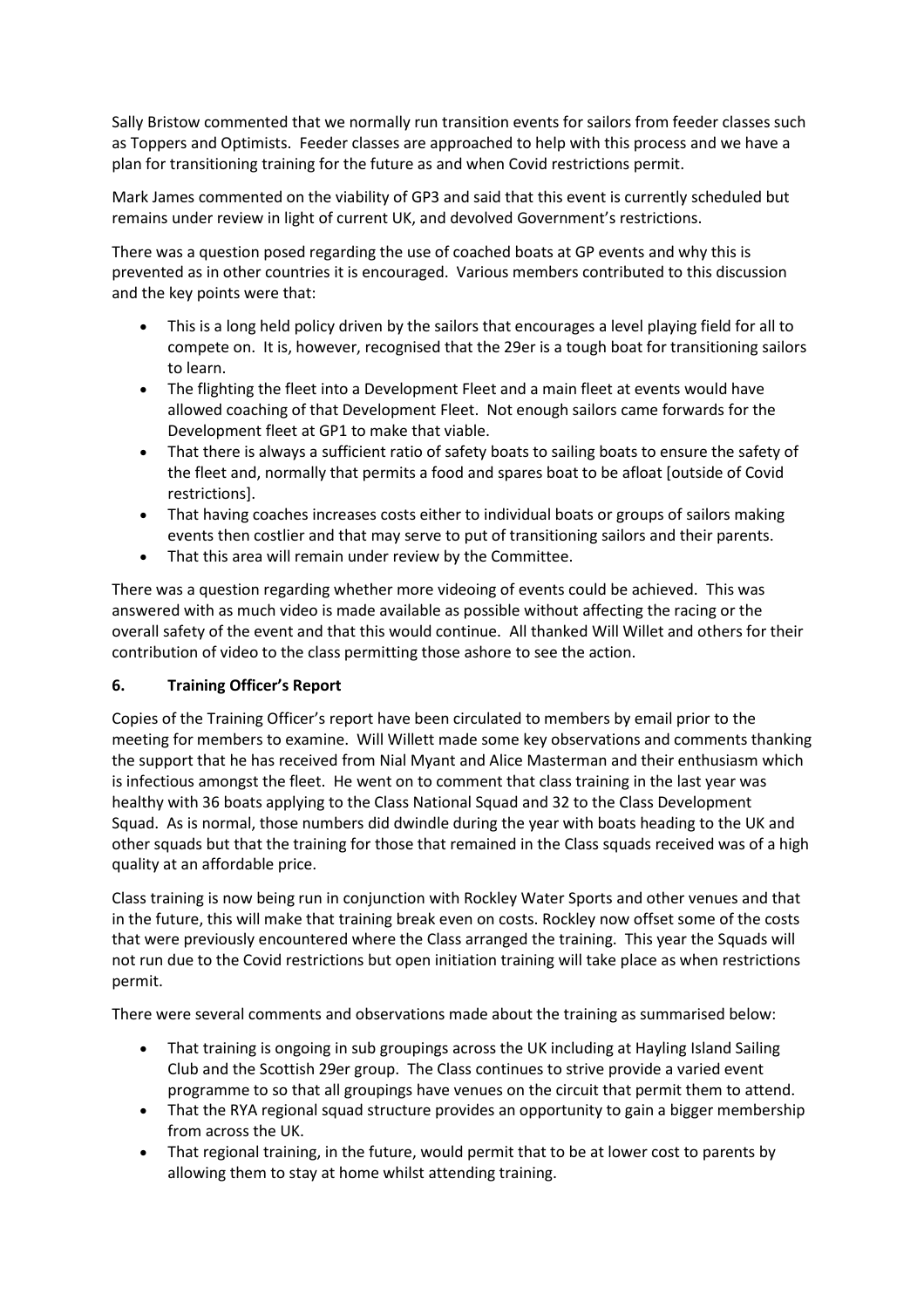Sally Bristow commented that we normally run transition events for sailors from feeder classes such as Toppers and Optimists. Feeder classes are approached to help with this process and we have a plan for transitioning training for the future as and when Covid restrictions permit.

Mark James commented on the viability of GP3 and said that this event is currently scheduled but remains under review in light of current UK, and devolved Government's restrictions.

There was a question posed regarding the use of coached boats at GP events and why this is prevented as in other countries it is encouraged. Various members contributed to this discussion and the key points were that:

- This is a long held policy driven by the sailors that encourages a level playing field for all to compete on. It is, however, recognised that the 29er is a tough boat for transitioning sailors to learn.
- The flighting the fleet into a Development Fleet and a main fleet at events would have allowed coaching of that Development Fleet. Not enough sailors came forwards for the Development fleet at GP1 to make that viable.
- That there is always a sufficient ratio of safety boats to sailing boats to ensure the safety of the fleet and, normally that permits a food and spares boat to be afloat [outside of Covid restrictions].
- That having coaches increases costs either to individual boats or groups of sailors making events then costlier and that may serve to put of transitioning sailors and their parents.
- That this area will remain under review by the Committee.

There was a question regarding whether more videoing of events could be achieved. This was answered with as much video is made available as possible without affecting the racing or the overall safety of the event and that this would continue. All thanked Will Willet and others for their contribution of video to the class permitting those ashore to see the action.

**6. Training Officer's Report**

Copies of the Training Officer's report have been circulated to members by email prior to the meeting for members to examine. Will Willett made some key observations and comments thanking the support that he has received from Nial Myant and Alice Masterman and their enthusiasm which is infectious amongst the fleet. He went on to comment that class training in the last year was healthy with 36 boats applying to the Class National Squad and 32 to the Class Development Squad. As is normal, those numbers did dwindle during the year with boats heading to the UK and other squads but that the training for those that remained in the Class squads received was of a high quality at an affordable price.

Class training is now being run in conjunction with Rockley Water Sports and other venues and that in the future, this will make that training break even on costs. Rockley now offset some of the costs that were previously encountered where the Class arranged the training. This year the Squads will not run due to the Covid restrictions but open initiation training will take place as when restrictions permit.

There were several comments and observations made about the training as summarised below:

- That training is ongoing in sub groupings across the UK including at Hayling Island Sailing Club and the Scottish 29er group. The Class continues to strive provide a varied event programme to so that all groupings have venues on the circuit that permit them to attend.
- That the RYA regional squad structure provides an opportunity to gain a bigger membership from across the UK.
- That regional training, in the future, would permit that to be at lower cost to parents by allowing them to stay at home whilst attending training.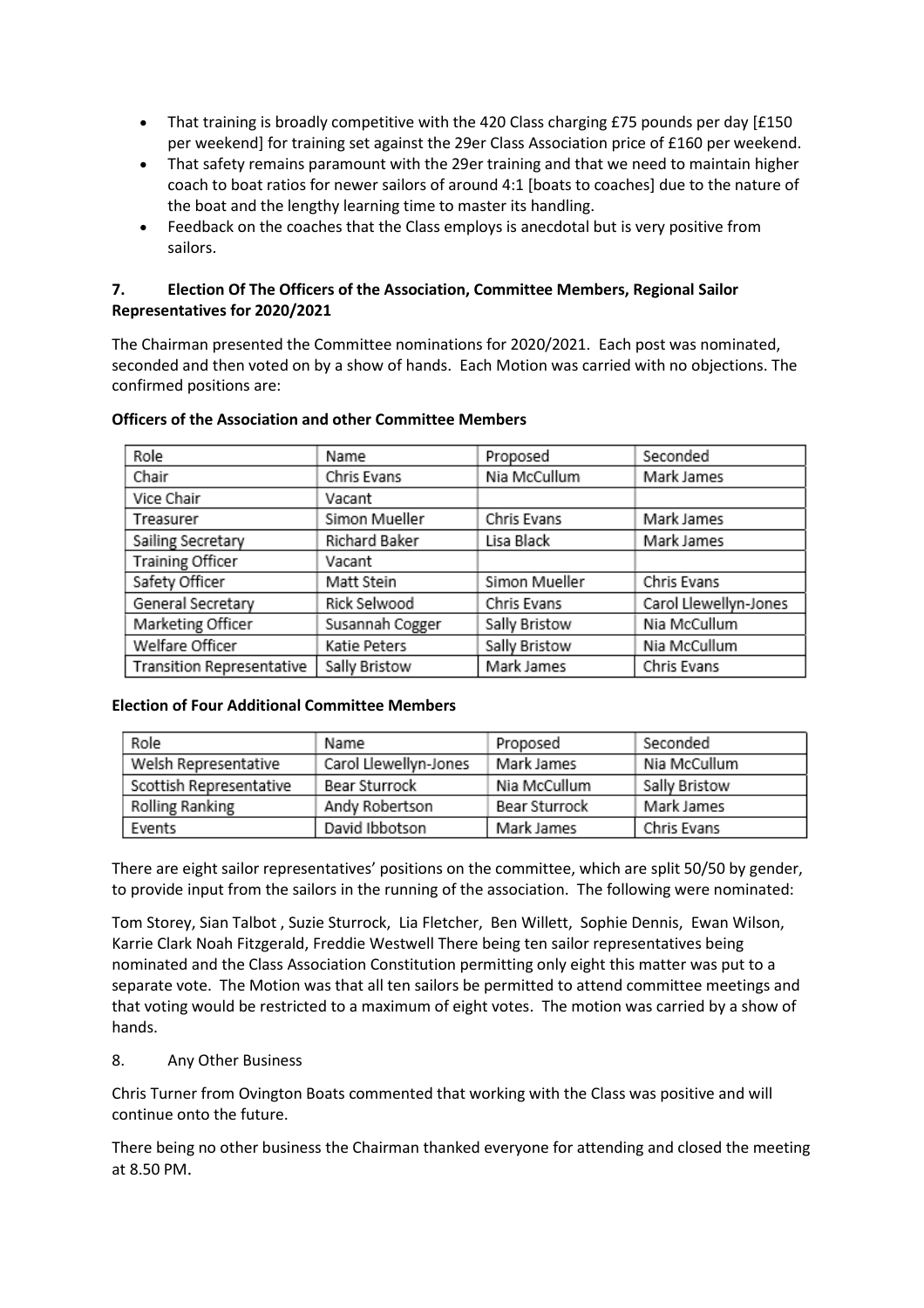- That training is broadly competitive with the 420 Class charging £75 pounds per day [£150 per weekend] for training set against the 29er Class Association price of £160 per weekend.
- That safety remains paramount with the 29er training and that we need to maintain higher coach to boat ratios for newer sailors of around 4:1 [boats to coaches] due to the nature of the boat and the lengthy learning time to master its handling.
- Feedback on the coaches that the Class employs is anecdotal but is very positive from sailors.

**7. Election Of The Officers of the Association, Committee Members, Regional Sailor Representatives for 2020/2021**

The Chairman presented the Committee nominations for 2020/2021. Each post was nominated, seconded and then voted on by a show of hands. Each Motion was carried with no objections. The confirmed positions are:

**Officers of the Association and other Committee Members**

| Role | Name | Proposed | Seconded |
|---|---|---|---|
| Chair | Chris Evans | Nia McCullum | Mark James |
| Vice Chair | Vacant | | |
| Treasurer | Simon Mueller | Chris Evans | Mark James |
| Sailing Secretary | Richard Baker | Lisa Black | Mark James |
| Training Officer | Vacant | | |
| Safety Officer | Matt Stein | Simon Mueller | Chris Evans |
| General Secretary | Rick Selwood | Chris Evans | Carol Llewellyn-Jones |
| Marketing Officer | Susannah Cogger | Sally Bristow | Nia McCullum |
| Welfare Officer | Katie Peters | Sally Bristow | Nia McCullum |
| Transition Representative | Sally Bristow | Mark James | Chris Evans |

**Election of Four Additional Committee Members**

| Role | Name | Proposed | Seconded |
|---|---|---|---|
| Welsh Representative | Carol Llewellyn-Jones | Mark James | Nia McCullum |
| Scottish Representative | Bear Sturrock | Nia McCullum | Sally Bristow |
| Rolling Ranking | Andy Robertson | Bear Sturrock | Mark James |
| Events | David Ibbotson | Mark James | Chris Evans |

There are eight sailor representatives' positions on the committee, which are split 50/50 by gender, to provide input from the sailors in the running of the association. The following were nominated:

Tom Storey, Sian Talbot , Suzie Sturrock, Lia Fletcher, Ben Willett, Sophie Dennis, Ewan Wilson, Karrie Clark Noah Fitzgerald, Freddie Westwell There being ten sailor representatives being nominated and the Class Association Constitution permitting only eight this matter was put to a separate vote. The Motion was that all ten sailors be permitted to attend committee meetings and that voting would be restricted to a maximum of eight votes. The motion was carried by a show of hands.

8. Any Other Business

Chris Turner from Ovington Boats commented that working with the Class was positive and will continue onto the future.

There being no other business the Chairman thanked everyone for attending and closed the meeting at 8.50 PM.